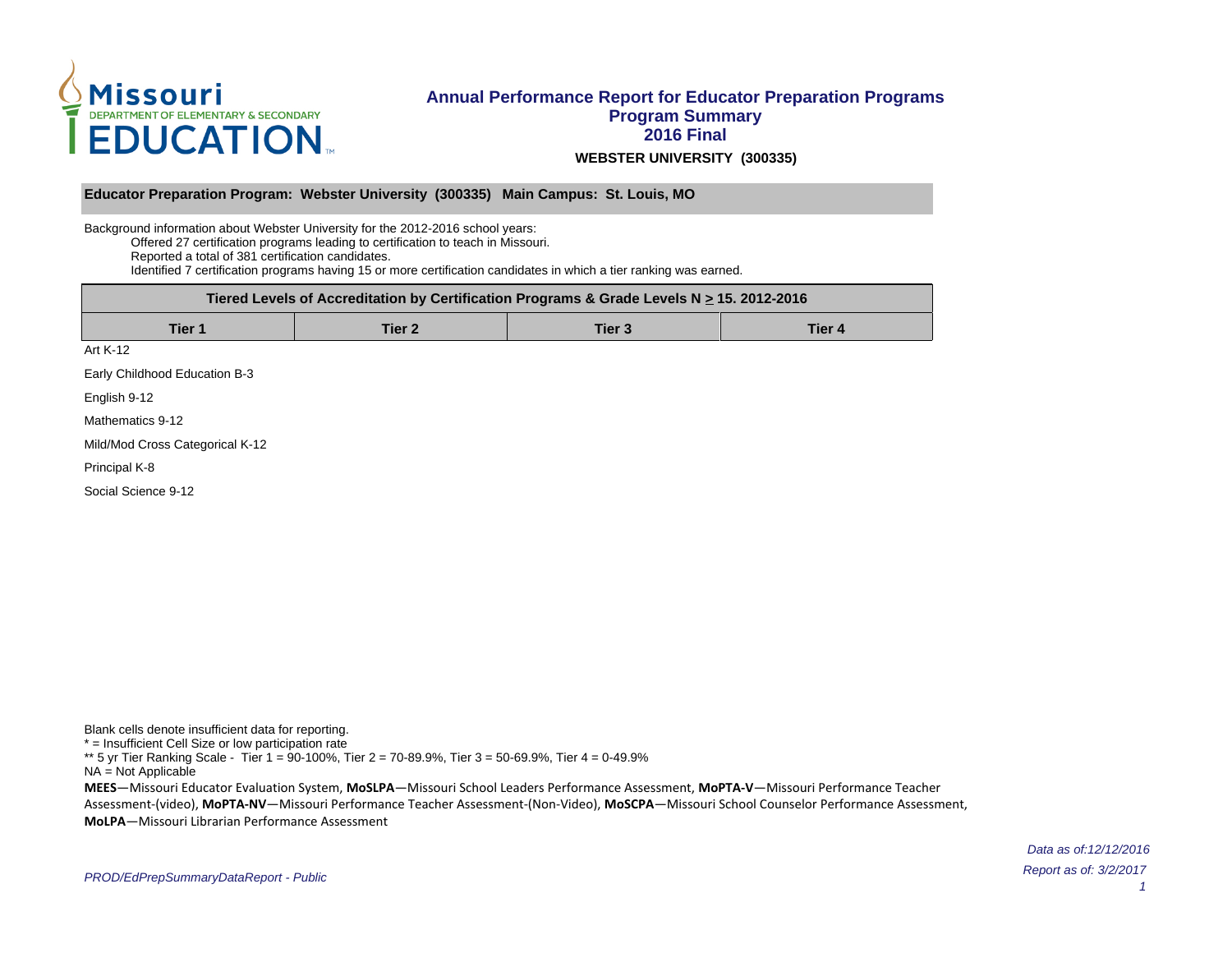# Annual Performance Report for Educator Preparation Programs
## Program Summary
## 2016 Final

**WEBSTER UNIVERSITY (300335)**

**Educator Preparation Program: Webster University (300335) Main Campus: St. Louis, MO**

Background information about Webster University for the 2012-2016 school years:

- Offered 27 certification programs leading to certification to teach in Missouri.
- Reported a total of 381 certification candidates.
- Identified 7 certification programs having 15 or more certification candidates in which a tier ranking was earned.

| Tiered Levels of Accreditation by Certification Programs & Grade Levels N ≥ 15. 2012-2016 | | | |
|---|---|---|---|
| **Tier 1** | **Tier 2** | **Tier 3** | **Tier 4** |
| Art K-12 | | | |
| Early Childhood Education B-3 | | | |
| English 9-12 | | | |
| Mathematics 9-12 | | | |
| Mild/Mod Cross Categorical K-12 | | | |
| Principal K-8 | | | |
| Social Science 9-12 | | | |

Blank cells denote insufficient data for reporting.
* = Insufficient Cell Size or low participation rate
** 5 yr Tier Ranking Scale - Tier 1 = 90-100%, Tier 2 = 70-89.9%, Tier 3 = 50-69.9%, Tier 4 = 0-49.9%
NA = Not Applicable

**MEES**—Missouri Educator Evaluation System, **MoSLPA**—Missouri School Leaders Performance Assessment, **MoPTA-V**—Missouri Performance Teacher Assessment-(video), **MoPTA-NV**—Missouri Performance Teacher Assessment-(Non-Video), **MoSCPA**—Missouri School Counselor Performance Assessment, **MoLPA**—Missouri Librarian Performance Assessment

*Data as of:12/12/2016*

*Report as of: 3/2/2017*

*PROD/EdPrepSummaryDataReport - Public*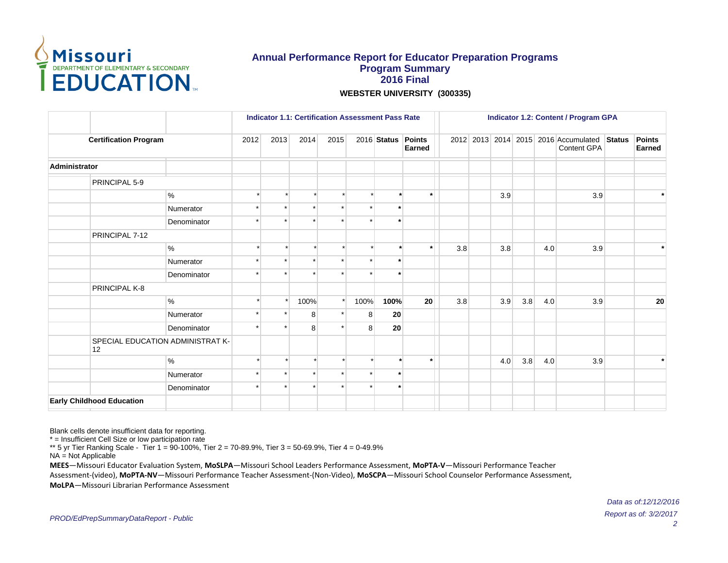# Annual Performance Report for Educator Preparation Programs
## Program Summary
## 2016 Final

**WEBSTER UNIVERSITY (300335)**

| | | | Indicator 1.1: Certification Assessment Pass Rate | | | | | | | Indicator 1.2: Content / Program GPA | | | | | | | |
|---|---|---|---|---|---|---|---|---|---|---|---|---|---|---|---|---|---|
| **Certification Program** | | | 2012 | 2013 | 2014 | 2015 | 2016 | **Status** | **Points Earned** | 2012 | 2013 | 2014 | 2015 | 2016 | Accumulated Content GPA | **Status** | **Points Earned** |
| **Administrator** | | | | | | | | | | | | | | | | | |
| | PRINCIPAL 5-9 | | | | | | | | | | | | | | | | |
| | | % | * | * | * | * | * | * | * | | | 3.9 | | | 3.9 | | * |
| | | Numerator | * | * | * | * | * | * | | | | | | | | | |
| | | Denominator | * | * | * | * | * | * | | | | | | | | | |
| | PRINCIPAL 7-12 | | | | | | | | | | | | | | | | |
| | | % | * | * | * | * | * | * | * | 3.8 | | 3.8 | | 4.0 | 3.9 | | * |
| | | Numerator | * | * | * | * | * | * | | | | | | | | | |
| | | Denominator | * | * | * | * | * | * | | | | | | | | | |
| | PRINCIPAL K-8 | | | | | | | | | | | | | | | | |
| | | % | * | * | 100% | * | 100% | **100%** | **20** | 3.8 | | 3.9 | 3.8 | 4.0 | 3.9 | | **20** |
| | | Numerator | * | * | 8 | * | 8 | **20** | | | | | | | | | |
| | | Denominator | * | * | 8 | * | 8 | **20** | | | | | | | | | |
| | SPECIAL EDUCATION ADMINISTRAT K-12 | | | | | | | | | | | | | | | | |
| | | % | * | * | * | * | * | * | * | | | 4.0 | 3.8 | 4.0 | 3.9 | | * |
| | | Numerator | * | * | * | * | * | * | | | | | | | | | |
| | | Denominator | * | * | * | * | * | * | | | | | | | | | |
| **Early Childhood Education** | | | | | | | | | | | | | | | | | |

Blank cells denote insufficient data for reporting.
* = Insufficient Cell Size or low participation rate
** 5 yr Tier Ranking Scale - Tier 1 = 90-100%, Tier 2 = 70-89.9%, Tier 3 = 50-69.9%, Tier 4 = 0-49.9%
NA = Not Applicable

**MEES**—Missouri Educator Evaluation System, **MoSLPA**—Missouri School Leaders Performance Assessment, **MoPTA-V**—Missouri Performance Teacher Assessment-(video), **MoPTA-NV**—Missouri Performance Teacher Assessment-(Non-Video), **MoSCPA**—Missouri School Counselor Performance Assessment, **MoLPA**—Missouri Librarian Performance Assessment

*Data as of:12/12/2016*
*Report as of: 3/2/2017*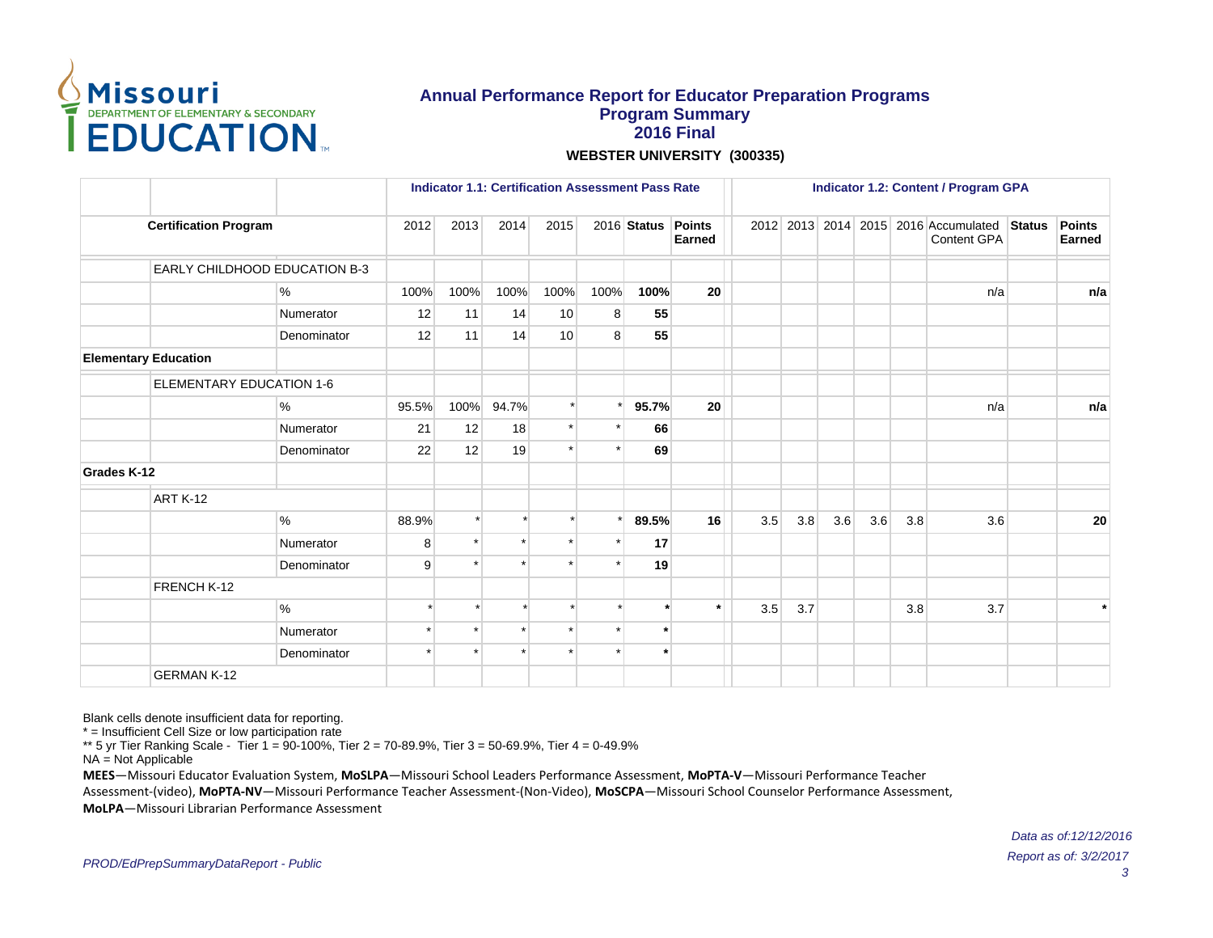# Annual Performance Report for Educator Preparation Programs
## Program Summary
## 2016 Final

**WEBSTER UNIVERSITY (300335)**

| Certification Program | | Indicator 1.1: Certification Assessment Pass Rate 2012 | 2013 | 2014 | 2015 | 2016 | Status | Points Earned | Indicator 1.2: Content / Program GPA 2012 | 2013 | 2014 | 2015 | 2016 | Accumulated Content GPA | Status | Points Earned |
|---|---|---|---|---|---|---|---|---|---|---|---|---|---|---|---|---|
| EARLY CHILDHOOD EDUCATION B-3 | | | | | | | | | | | | | | | | |
| | % | 100% | 100% | 100% | 100% | 100% | **100%** | **20** | | | | | | n/a | | **n/a** |
| | Numerator | 12 | 11 | 14 | 10 | 8 | **55** | | | | | | | | | |
| | Denominator | 12 | 11 | 14 | 10 | 8 | **55** | | | | | | | | | |
| **Elementary Education** | | | | | | | | | | | | | | | | |
| ELEMENTARY EDUCATION 1-6 | | | | | | | | | | | | | | | | |
| | % | 95.5% | 100% | 94.7% | * | * | **95.7%** | **20** | | | | | | n/a | | **n/a** |
| | Numerator | 21 | 12 | 18 | * | * | **66** | | | | | | | | | |
| | Denominator | 22 | 12 | 19 | * | * | **69** | | | | | | | | | |
| **Grades K-12** | | | | | | | | | | | | | | | | |
| ART K-12 | | | | | | | | | | | | | | | | |
| | % | 88.9% | * | * | * | * | **89.5%** | **16** | 3.5 | 3.8 | 3.6 | 3.6 | 3.8 | 3.6 | | **20** |
| | Numerator | 8 | * | * | * | * | **17** | | | | | | | | | |
| | Denominator | 9 | * | * | * | * | **19** | | | | | | | | | |
| FRENCH K-12 | | | | | | | | | | | | | | | | |
| | % | * | * | * | * | * | **\*** | **\*** | 3.5 | 3.7 | | | 3.8 | 3.7 | | **\*** |
| | Numerator | * | * | * | * | * | **\*** | | | | | | | | | |
| | Denominator | * | * | * | * | * | **\*** | | | | | | | | | |
| GERMAN K-12 | | | | | | | | | | | | | | | | |

Blank cells denote insufficient data for reporting.
* = Insufficient Cell Size or low participation rate
** 5 yr Tier Ranking Scale - Tier 1 = 90-100%, Tier 2 = 70-89.9%, Tier 3 = 50-69.9%, Tier 4 = 0-49.9%
NA = Not Applicable

**MEES**—Missouri Educator Evaluation System, **MoSLPA**—Missouri School Leaders Performance Assessment, **MoPTA-V**—Missouri Performance Teacher Assessment-(video), **MoPTA-NV**—Missouri Performance Teacher Assessment-(Non-Video), **MoSCPA**—Missouri School Counselor Performance Assessment, **MoLPA**—Missouri Librarian Performance Assessment

*Data as of:12/12/2016*

*Report as of: 3/2/2017*

*PROD/EdPrepSummaryDataReport - Public*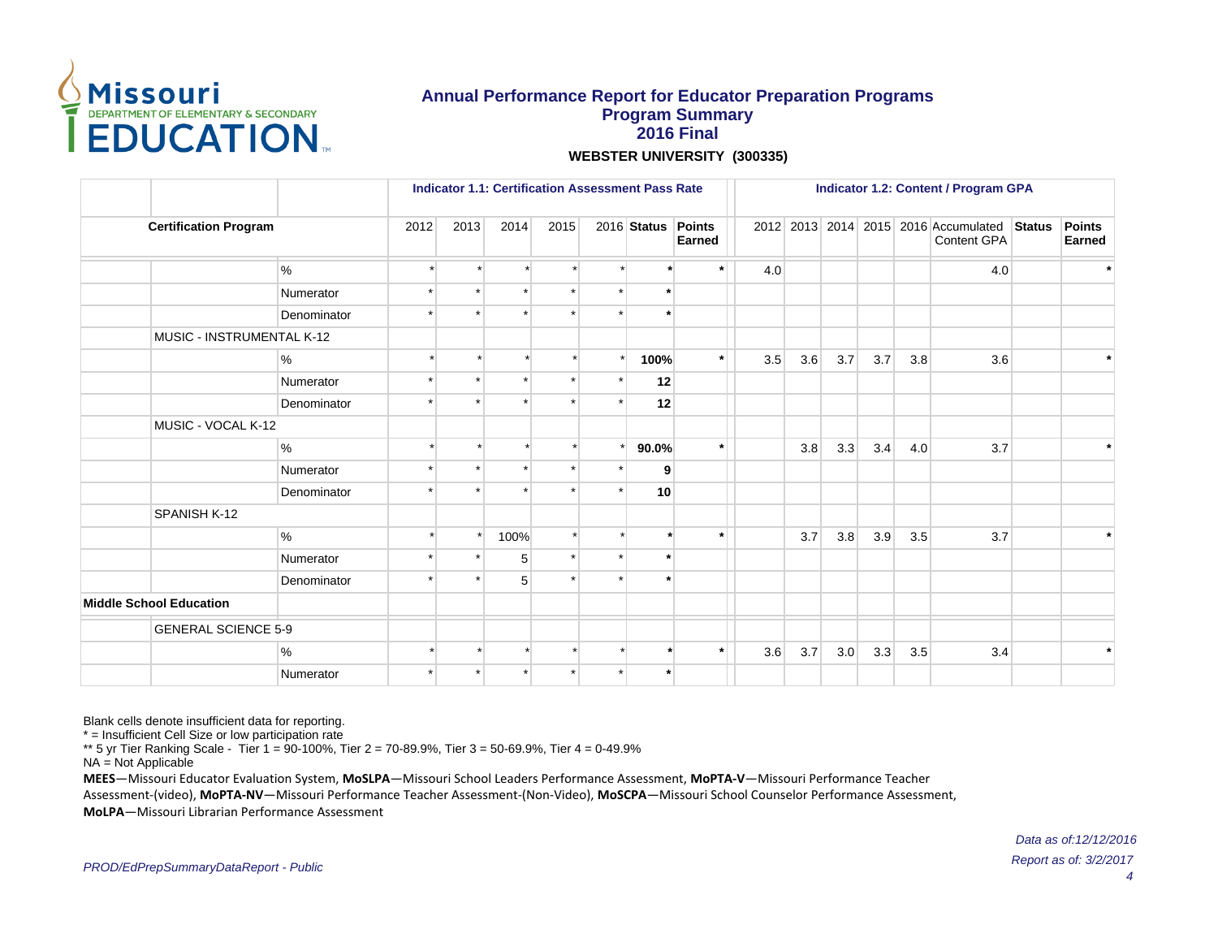# Annual Performance Report for Educator Preparation Programs
## Program Summary
## 2016 Final

**WEBSTER UNIVERSITY (300335)**

| | | | Indicator 1.1: Certification Assessment Pass Rate | | | | | | | Indicator 1.2: Content / Program GPA | | | | | | | |
|---|---|---|---|---|---|---|---|---|---|---|---|---|---|---|---|---|---|
| Certification Program | | | 2012 | 2013 | 2014 | 2015 | 2016 | Status | Points Earned | 2012 | 2013 | 2014 | 2015 | 2016 | Accumulated Content GPA | Status | Points Earned |
| | | % | * | * | * | * | * | * | * | 4.0 | | | | | 4.0 | | * |
| | | Numerator | * | * | * | * | * | * | | | | | | | | | |
| | | Denominator | * | * | * | * | * | * | | | | | | | | | |
| | MUSIC - INSTRUMENTAL K-12 | | | | | | | | | | | | | | | | |
| | | % | * | * | * | * | * | 100% | * | 3.5 | 3.6 | 3.7 | 3.7 | 3.8 | 3.6 | | * |
| | | Numerator | * | * | * | * | * | 12 | | | | | | | | | |
| | | Denominator | * | * | * | * | * | 12 | | | | | | | | | |
| | MUSIC - VOCAL K-12 | | | | | | | | | | | | | | | | |
| | | % | * | * | * | * | * | 90.0% | * | | 3.8 | 3.3 | 3.4 | 4.0 | 3.7 | | * |
| | | Numerator | * | * | * | * | * | 9 | | | | | | | | | |
| | | Denominator | * | * | * | * | * | 10 | | | | | | | | | |
| | SPANISH K-12 | | | | | | | | | | | | | | | | |
| | | % | * | * | 100% | * | * | * | * | | 3.7 | 3.8 | 3.9 | 3.5 | 3.7 | | * |
| | | Numerator | * | * | 5 | * | * | * | | | | | | | | | |
| | | Denominator | * | * | 5 | * | * | * | | | | | | | | | |
| **Middle School Education** | | | | | | | | | | | | | | | | | |
| | GENERAL SCIENCE 5-9 | | | | | | | | | | | | | | | | |
| | | % | * | * | * | * | * | * | * | 3.6 | 3.7 | 3.0 | 3.3 | 3.5 | 3.4 | | * |
| | | Numerator | * | * | * | * | * | * | | | | | | | | | |

Blank cells denote insufficient data for reporting.
* = Insufficient Cell Size or low participation rate
** 5 yr Tier Ranking Scale - Tier 1 = 90-100%, Tier 2 = 70-89.9%, Tier 3 = 50-69.9%, Tier 4 = 0-49.9%
NA = Not Applicable

**MEES**—Missouri Educator Evaluation System, **MoSLPA**—Missouri School Leaders Performance Assessment, **MoPTA-V**—Missouri Performance Teacher Assessment-(video), **MoPTA-NV**—Missouri Performance Teacher Assessment-(Non-Video), **MoSCPA**—Missouri School Counselor Performance Assessment, **MoLPA**—Missouri Librarian Performance Assessment

*PROD/EdPrepSummaryDataReport - Public*

*Data as of:12/12/2016*
*Report as of: 3/2/2017*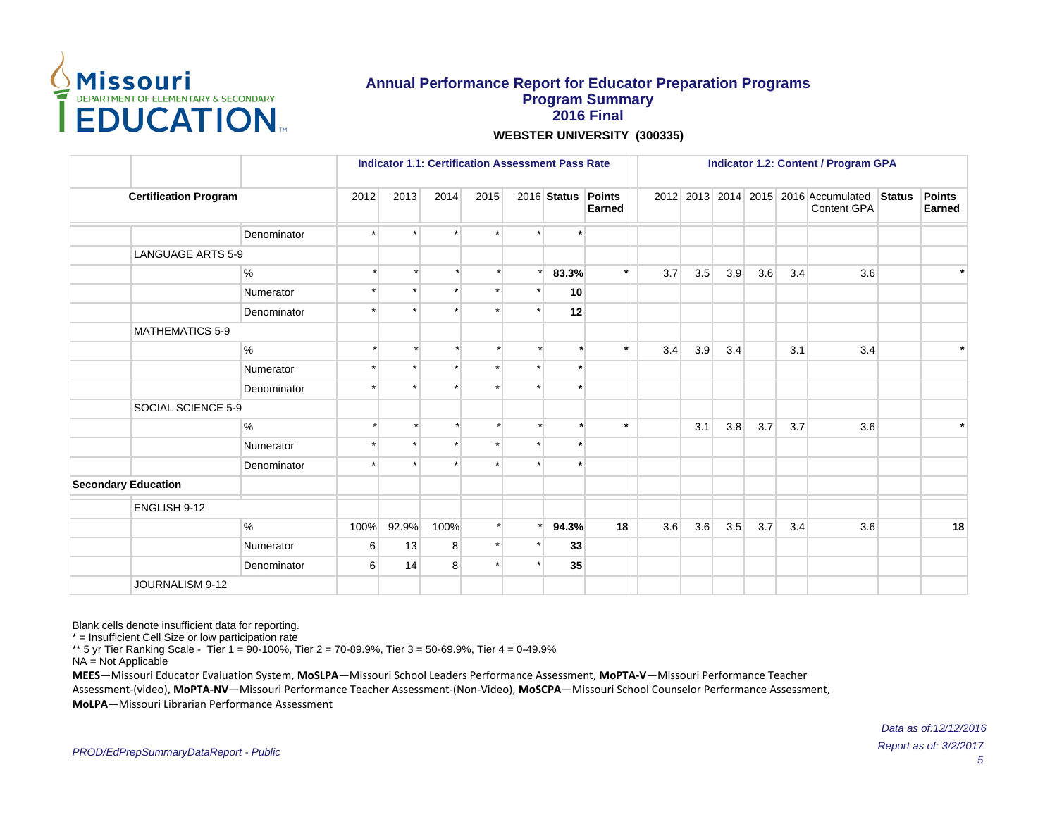**Annual Performance Report for Educator Preparation Programs**
**Program Summary**
**2016 Final**

**WEBSTER UNIVERSITY (300335)**

| | | | Indicator 1.1: Certification Assessment Pass Rate | | | | | | | Indicator 1.2: Content / Program GPA | | | | | | | |
|---|---|---|---|---|---|---|---|---|---|---|---|---|---|---|---|---|---|
| Certification Program | | | 2012 | 2013 | 2014 | 2015 | 2016 | Status | Points Earned | 2012 | 2013 | 2014 | 2015 | 2016 | Accumulated Content GPA | Status | Points Earned |
| | | Denominator | * | * | * | * | * | * | | | | | | | | | |
| | LANGUAGE ARTS 5-9 | | | | | | | | | | | | | | | | |
| | | % | * | * | * | * | * | 83.3% | * | 3.7 | 3.5 | 3.9 | 3.6 | 3.4 | 3.6 | | * |
| | | Numerator | * | * | * | * | * | 10 | | | | | | | | | |
| | | Denominator | * | * | * | * | * | 12 | | | | | | | | | |
| | MATHEMATICS 5-9 | | | | | | | | | | | | | | | | |
| | | % | * | * | * | * | * | * | * | 3.4 | 3.9 | 3.4 | | 3.1 | 3.4 | | * |
| | | Numerator | * | * | * | * | * | * | | | | | | | | | |
| | | Denominator | * | * | * | * | * | * | | | | | | | | | |
| | SOCIAL SCIENCE 5-9 | | | | | | | | | | | | | | | | |
| | | % | * | * | * | * | * | * | * | | 3.1 | 3.8 | 3.7 | 3.7 | 3.6 | | * |
| | | Numerator | * | * | * | * | * | * | | | | | | | | | |
| | | Denominator | * | * | * | * | * | * | | | | | | | | | |
| **Secondary Education** | | | | | | | | | | | | | | | | | |
| | ENGLISH 9-12 | | | | | | | | | | | | | | | | |
| | | % | 100% | 92.9% | 100% | * | * | 94.3% | 18 | 3.6 | 3.6 | 3.5 | 3.7 | 3.4 | 3.6 | | 18 |
| | | Numerator | 6 | 13 | 8 | * | * | 33 | | | | | | | | | |
| | | Denominator | 6 | 14 | 8 | * | * | 35 | | | | | | | | | |
| | JOURNALISM 9-12 | | | | | | | | | | | | | | | | |

Blank cells denote insufficient data for reporting.
* = Insufficient Cell Size or low participation rate
** 5 yr Tier Ranking Scale - Tier 1 = 90-100%, Tier 2 = 70-89.9%, Tier 3 = 50-69.9%, Tier 4 = 0-49.9%
NA = Not Applicable
**MEES**—Missouri Educator Evaluation System, **MoSLPA**—Missouri School Leaders Performance Assessment, **MoPTA-V**—Missouri Performance Teacher Assessment-(video), **MoPTA-NV**—Missouri Performance Teacher Assessment-(Non-Video), **MoSCPA**—Missouri School Counselor Performance Assessment, **MoLPA**—Missouri Librarian Performance Assessment

*Data as of:12/12/2016*
*Report as of: 3/2/2017*
*PROD/EdPrepSummaryDataReport - Public*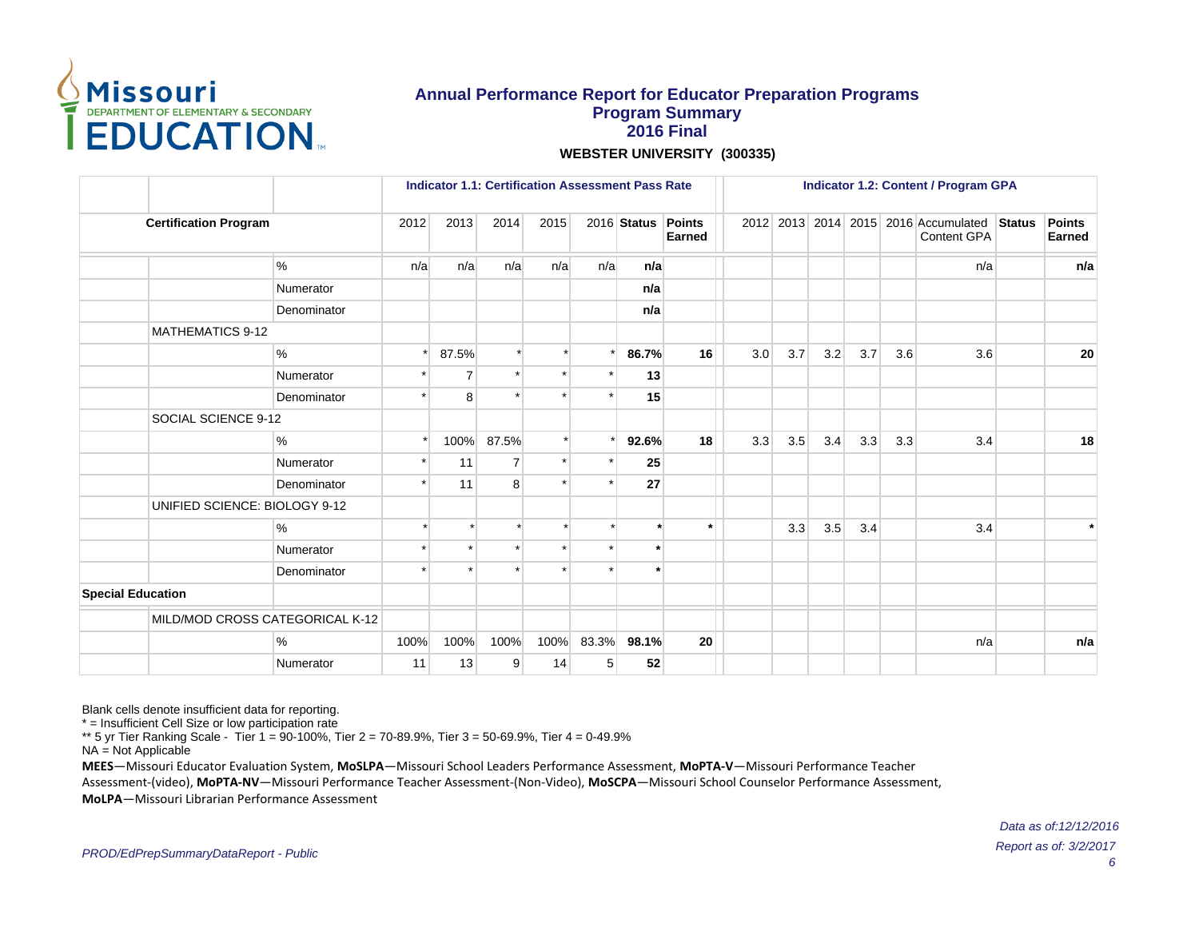# Annual Performance Report for Educator Preparation Programs
## Program Summary
## 2016 Final

**WEBSTER UNIVERSITY (300335)**

| | | | Indicator 1.1: Certification Assessment Pass Rate | | | | | | | Indicator 1.2: Content / Program GPA | | | | | | | |
|---|---|---|---|---|---|---|---|---|---|---|---|---|---|---|---|---|---|
| **Certification Program** | | | 2012 | 2013 | 2014 | 2015 | 2016 | **Status** | **Points Earned** | 2012 | 2013 | 2014 | 2015 | 2016 | Accumulated Content GPA | **Status** | **Points Earned** |
| | | % | n/a | n/a | n/a | n/a | n/a | **n/a** | | | | | | | n/a | | **n/a** |
| | | Numerator | | | | | | **n/a** | | | | | | | | | |
| | | Denominator | | | | | | **n/a** | | | | | | | | | |
| | MATHEMATICS 9-12 | | | | | | | | | | | | | | | | |
| | | % | * | 87.5% | * | * | * | **86.7%** | **16** | 3.0 | 3.7 | 3.2 | 3.7 | 3.6 | 3.6 | | **20** |
| | | Numerator | * | 7 | * | * | * | **13** | | | | | | | | | |
| | | Denominator | * | 8 | * | * | * | **15** | | | | | | | | | |
| | SOCIAL SCIENCE 9-12 | | | | | | | | | | | | | | | | |
| | | % | * | 100% | 87.5% | * | * | **92.6%** | **18** | 3.3 | 3.5 | 3.4 | 3.3 | 3.3 | 3.4 | | **18** |
| | | Numerator | * | 11 | 7 | * | * | **25** | | | | | | | | | |
| | | Denominator | * | 11 | 8 | * | * | **27** | | | | | | | | | |
| | UNIFIED SCIENCE: BIOLOGY 9-12 | | | | | | | | | | | | | | | | |
| | | % | * | * | * | * | * | **\*** | **\*** | | 3.3 | 3.5 | 3.4 | | 3.4 | | **\*** |
| | | Numerator | * | * | * | * | * | **\*** | | | | | | | | | |
| | | Denominator | * | * | * | * | * | **\*** | | | | | | | | | |
| **Special Education** | | | | | | | | | | | | | | | | | |
| | MILD/MOD CROSS CATEGORICAL K-12 | | | | | | | | | | | | | | | | |
| | | % | 100% | 100% | 100% | 100% | 83.3% | **98.1%** | **20** | | | | | | n/a | | **n/a** |
| | | Numerator | 11 | 13 | 9 | 14 | 5 | **52** | | | | | | | | | |

Blank cells denote insufficient data for reporting.
* = Insufficient Cell Size or low participation rate
** 5 yr Tier Ranking Scale - Tier 1 = 90-100%, Tier 2 = 70-89.9%, Tier 3 = 50-69.9%, Tier 4 = 0-49.9%
NA = Not Applicable

**MEES**—Missouri Educator Evaluation System, **MoSLPA**—Missouri School Leaders Performance Assessment, **MoPTA-V**—Missouri Performance Teacher Assessment-(video), **MoPTA-NV**—Missouri Performance Teacher Assessment-(Non-Video), **MoSCPA**—Missouri School Counselor Performance Assessment, **MoLPA**—Missouri Librarian Performance Assessment

*Data as of:12/12/2016*
*Report as of: 3/2/2017*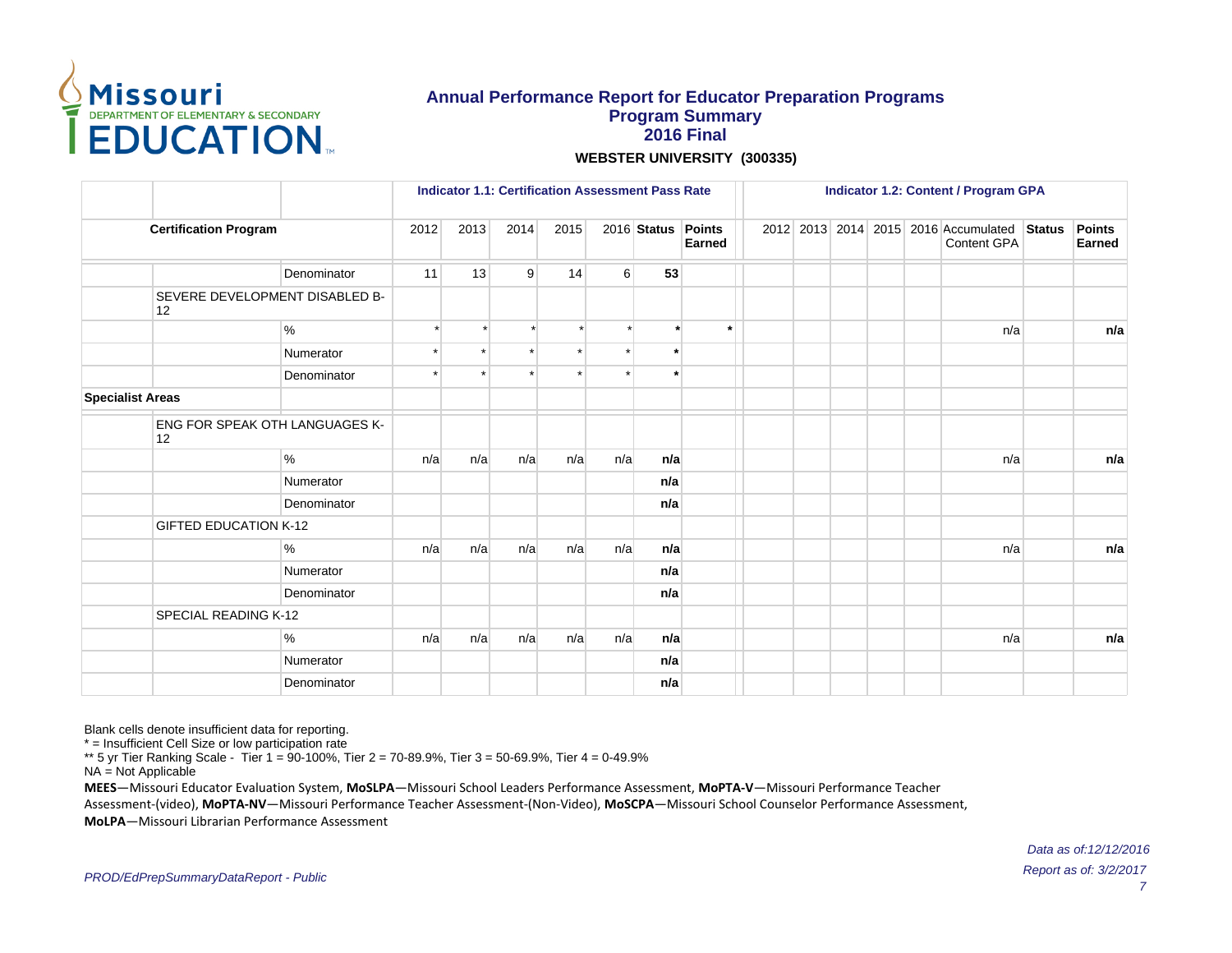# Annual Performance Report for Educator Preparation Programs
## Program Summary
## 2016 Final

**WEBSTER UNIVERSITY (300335)**

| | | | Indicator 1.1: Certification Assessment Pass Rate | | | | | | | Indicator 1.2: Content / Program GPA | | | | | | | |
|---|---|---|---|---|---|---|---|---|---|---|---|---|---|---|---|---|---|
| Certification Program | | | 2012 | 2013 | 2014 | 2015 | 2016 | Status | Points Earned | 2012 | 2013 | 2014 | 2015 | 2016 | Accumulated Content GPA | Status | Points Earned |
| | | Denominator | 11 | 13 | 9 | 14 | 6 | **53** | | | | | | | | | |
| | SEVERE DEVELOPMENT DISABLED B-12 | | | | | | | | | | | | | | | | |
| | | % | * | * | * | * | * | **\*** | **\*** | | | | | | n/a | | **n/a** |
| | | Numerator | * | * | * | * | * | **\*** | | | | | | | | | |
| | | Denominator | * | * | * | * | * | **\*** | | | | | | | | | |
| **Specialist Areas** | | | | | | | | | | | | | | | | | |
| | ENG FOR SPEAK OTH LANGUAGES K-12 | | | | | | | | | | | | | | | | |
| | | % | n/a | n/a | n/a | n/a | n/a | **n/a** | | | | | | | n/a | | **n/a** |
| | | Numerator | | | | | | **n/a** | | | | | | | | | |
| | | Denominator | | | | | | **n/a** | | | | | | | | | |
| | GIFTED EDUCATION K-12 | | | | | | | | | | | | | | | | |
| | | % | n/a | n/a | n/a | n/a | n/a | **n/a** | | | | | | | n/a | | **n/a** |
| | | Numerator | | | | | | **n/a** | | | | | | | | | |
| | | Denominator | | | | | | **n/a** | | | | | | | | | |
| | SPECIAL READING K-12 | | | | | | | | | | | | | | | | |
| | | % | n/a | n/a | n/a | n/a | n/a | **n/a** | | | | | | | n/a | | **n/a** |
| | | Numerator | | | | | | **n/a** | | | | | | | | | |
| | | Denominator | | | | | | **n/a** | | | | | | | | | |

Blank cells denote insufficient data for reporting.
* = Insufficient Cell Size or low participation rate
** 5 yr Tier Ranking Scale - Tier 1 = 90-100%, Tier 2 = 70-89.9%, Tier 3 = 50-69.9%, Tier 4 = 0-49.9%
NA = Not Applicable

**MEES**—Missouri Educator Evaluation System, **MoSLPA**—Missouri School Leaders Performance Assessment, **MoPTA-V**—Missouri Performance Teacher Assessment-(video), **MoPTA-NV**—Missouri Performance Teacher Assessment-(Non-Video), **MoSCPA**—Missouri School Counselor Performance Assessment, **MoLPA**—Missouri Librarian Performance Assessment

*Data as of:12/12/2016*
*Report as of: 3/2/2017*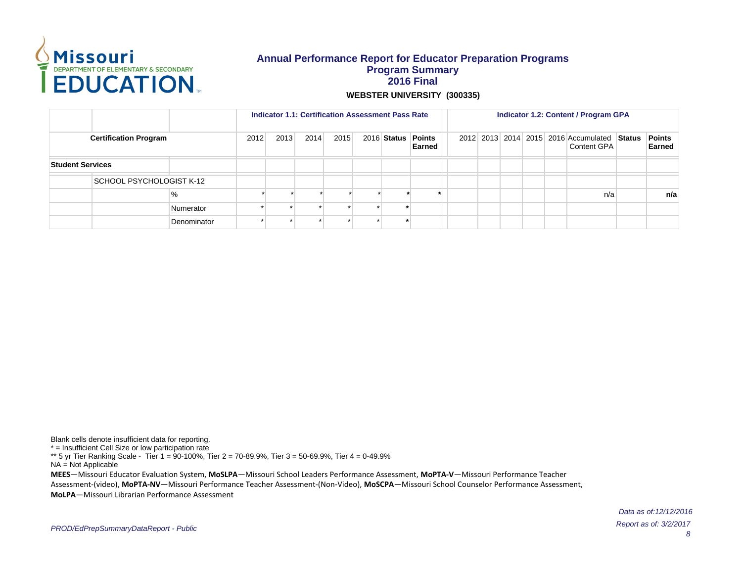# Annual Performance Report for Educator Preparation Programs
## Program Summary
## 2016 Final

**WEBSTER UNIVERSITY (300335)**

| | | | Indicator 1.1: Certification Assessment Pass Rate | | | | | | | Indicator 1.2: Content / Program GPA | | | | | | | |
|---|---|---|---|---|---|---|---|---|---|---|---|---|---|---|---|---|---|
| Certification Program | | | 2012 | 2013 | 2014 | 2015 | 2016 | Status | Points Earned | 2012 | 2013 | 2014 | 2015 | 2016 | Accumulated Content GPA | Status | Points Earned |
| **Student Services** | | | | | | | | | | | | | | | | | |
| | SCHOOL PSYCHOLOGIST K-12 | | | | | | | | | | | | | | | | |
| | | % | * | * | * | * | * | * | * | | | | | | n/a | | n/a |
| | | Numerator | * | * | * | * | * | * | | | | | | | | | |
| | | Denominator | * | * | * | * | * | * | | | | | | | | | |

Blank cells denote insufficient data for reporting.
* = Insufficient Cell Size or low participation rate
** 5 yr Tier Ranking Scale - Tier 1 = 90-100%, Tier 2 = 70-89.9%, Tier 3 = 50-69.9%, Tier 4 = 0-49.9%
NA = Not Applicable

**MEES**—Missouri Educator Evaluation System, **MoSLPA**—Missouri School Leaders Performance Assessment, **MoPTA-V**—Missouri Performance Teacher Assessment-(video), **MoPTA-NV**—Missouri Performance Teacher Assessment-(Non-Video), **MoSCPA**—Missouri School Counselor Performance Assessment, **MoLPA**—Missouri Librarian Performance Assessment

*PROD/EdPrepSummaryDataReport - Public*

*Data as of:12/12/2016*
*Report as of: 3/2/2017*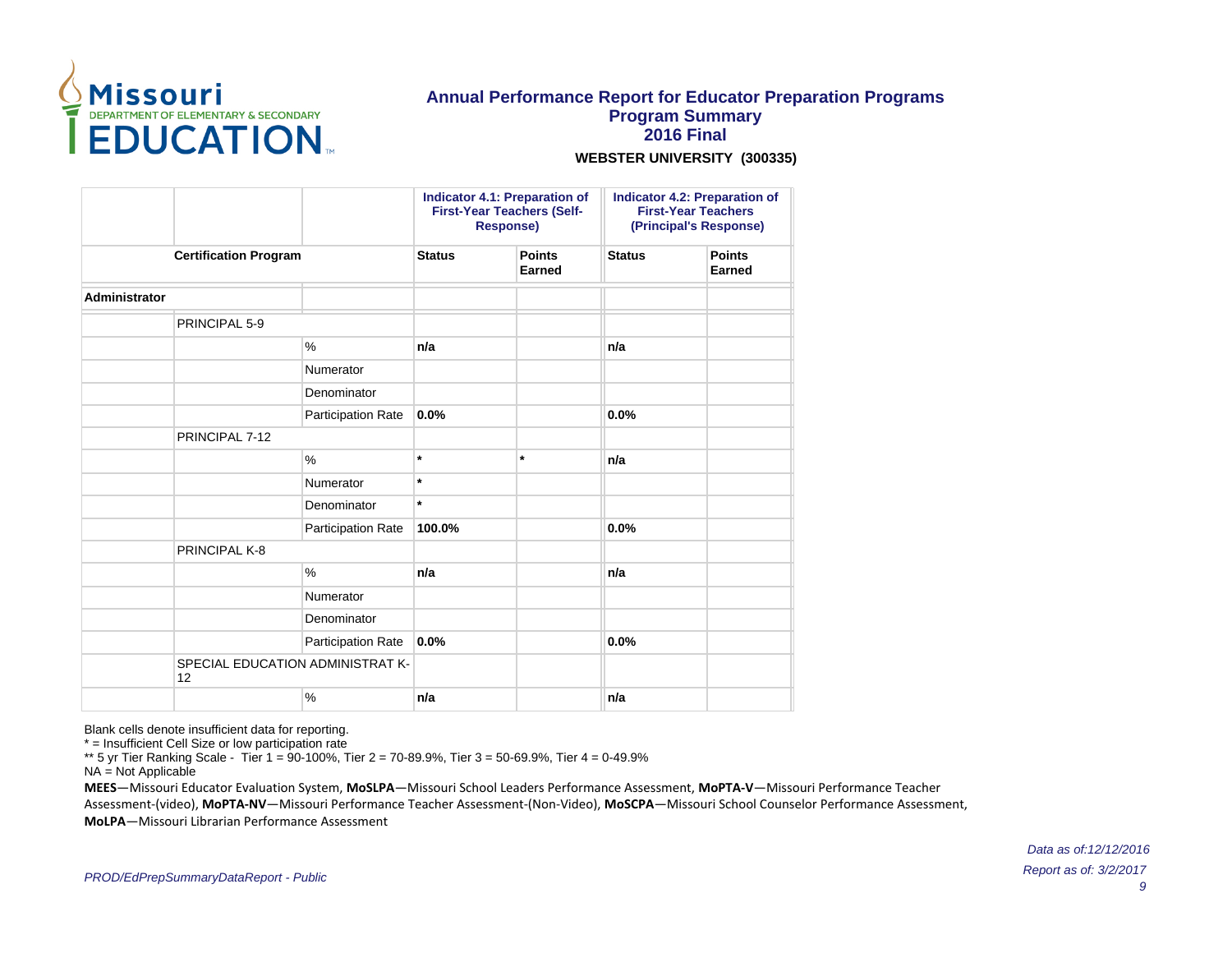# Annual Performance Report for Educator Preparation Programs

## Program Summary

## 2016 Final

**WEBSTER UNIVERSITY (300335)**

| | | | Indicator 4.1: Preparation of First-Year Teachers (Self-Response) | | Indicator 4.2: Preparation of First-Year Teachers (Principal's Response) | |
|---|---|---|---|---|---|---|
| Certification Program | | | Status | Points Earned | Status | Points Earned |
| **Administrator** | | | | | | |
| | PRINCIPAL 5-9 | | | | | |
| | | % | **n/a** | | **n/a** | |
| | | Numerator | | | | |
| | | Denominator | | | | |
| | | Participation Rate | **0.0%** | | **0.0%** | |
| | PRINCIPAL 7-12 | | | | | |
| | | % | * | * | **n/a** | |
| | | Numerator | * | | | |
| | | Denominator | * | | | |
| | | Participation Rate | **100.0%** | | **0.0%** | |
| | PRINCIPAL K-8 | | | | | |
| | | % | **n/a** | | **n/a** | |
| | | Numerator | | | | |
| | | Denominator | | | | |
| | | Participation Rate | **0.0%** | | **0.0%** | |
| | SPECIAL EDUCATION ADMINISTRAT K-12 | | | | | |
| | | % | **n/a** | | **n/a** | |

Blank cells denote insufficient data for reporting.
* = Insufficient Cell Size or low participation rate
** 5 yr Tier Ranking Scale - Tier 1 = 90-100%, Tier 2 = 70-89.9%, Tier 3 = 50-69.9%, Tier 4 = 0-49.9%
NA = Not Applicable

**MEES**—Missouri Educator Evaluation System, **MoSLPA**—Missouri School Leaders Performance Assessment, **MoPTA-V**—Missouri Performance Teacher Assessment-(video), **MoPTA-NV**—Missouri Performance Teacher Assessment-(Non-Video), **MoSCPA**—Missouri School Counselor Performance Assessment, **MoLPA**—Missouri Librarian Performance Assessment

*Data as of:12/12/2016*

*PROD/EdPrepSummaryDataReport - Public*

*Report as of: 3/2/2017*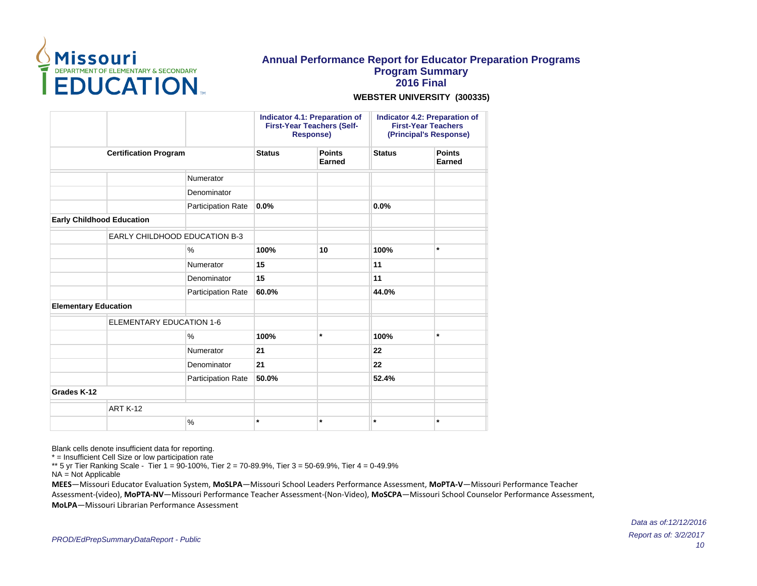# Annual Performance Report for Educator Preparation Programs
## Program Summary
## 2016 Final

**WEBSTER UNIVERSITY (300335)**

| | | | Indicator 4.1: Preparation of First-Year Teachers (Self-Response) | | Indicator 4.2: Preparation of First-Year Teachers (Principal's Response) | |
|---|---|---|---|---|---|---|
| **Certification Program** | | | **Status** | **Points Earned** | **Status** | **Points Earned** |
| | | Numerator | | | | |
| | | Denominator | | | | |
| | | Participation Rate | **0.0%** | | **0.0%** | |
| **Early Childhood Education** | | | | | | |
| | EARLY CHILDHOOD EDUCATION B-3 | | | | | |
| | | % | **100%** | **10** | **100%** | * |
| | | Numerator | **15** | | **11** | |
| | | Denominator | **15** | | **11** | |
| | | Participation Rate | **60.0%** | | **44.0%** | |
| **Elementary Education** | | | | | | |
| | ELEMENTARY EDUCATION 1-6 | | | | | |
| | | % | **100%** | * | **100%** | * |
| | | Numerator | **21** | | **22** | |
| | | Denominator | **21** | | **22** | |
| | | Participation Rate | **50.0%** | | **52.4%** | |
| **Grades K-12** | | | | | | |
| | ART K-12 | | | | | |
| | | % | * | * | * | * |

Blank cells denote insufficient data for reporting.
* = Insufficient Cell Size or low participation rate
** 5 yr Tier Ranking Scale - Tier 1 = 90-100%, Tier 2 = 70-89.9%, Tier 3 = 50-69.9%, Tier 4 = 0-49.9%
NA = Not Applicable

**MEES**—Missouri Educator Evaluation System, **MoSLPA**—Missouri School Leaders Performance Assessment, **MoPTA-V**—Missouri Performance Teacher Assessment-(video), **MoPTA-NV**—Missouri Performance Teacher Assessment-(Non-Video), **MoSCPA**—Missouri School Counselor Performance Assessment, **MoLPA**—Missouri Librarian Performance Assessment

*Data as of:12/12/2016*
*Report as of: 3/2/2017*

*PROD/EdPrepSummaryDataReport - Public*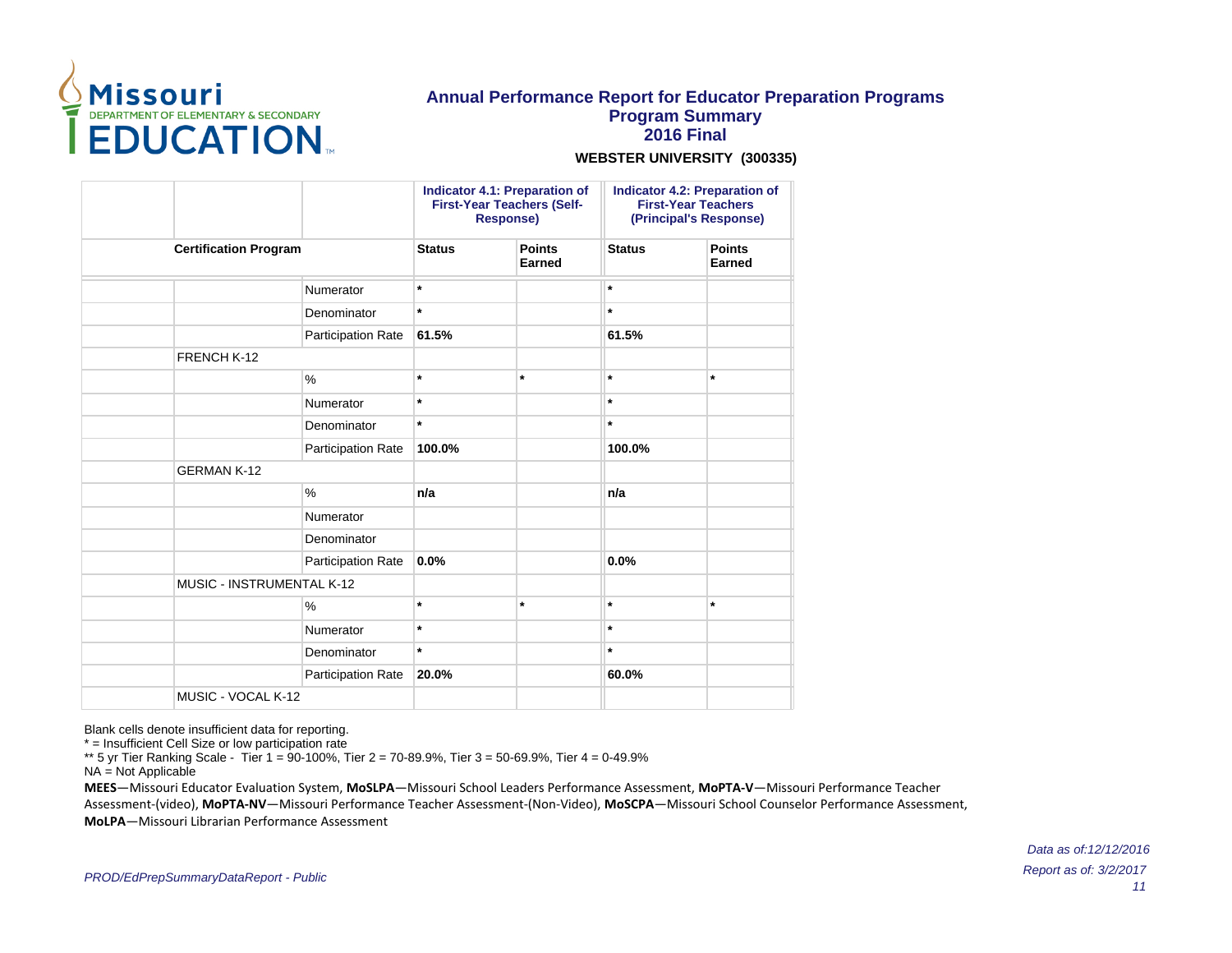# Annual Performance Report for Educator Preparation Programs
## Program Summary
## 2016 Final

**WEBSTER UNIVERSITY (300335)**

| | | | Indicator 4.1: Preparation of First-Year Teachers (Self-Response) | | Indicator 4.2: Preparation of First-Year Teachers (Principal's Response) | |
|---|---|---|---|---|---|---|
| **Certification Program** | | | **Status** | **Points Earned** | **Status** | **Points Earned** |
| | | Numerator | * | | * | |
| | | Denominator | * | | * | |
| | | Participation Rate | **61.5%** | | **61.5%** | |
| | FRENCH K-12 | | | | | |
| | | % | * | * | * | * |
| | | Numerator | * | | * | |
| | | Denominator | * | | * | |
| | | Participation Rate | **100.0%** | | **100.0%** | |
| | GERMAN K-12 | | | | | |
| | | % | **n/a** | | **n/a** | |
| | | Numerator | | | | |
| | | Denominator | | | | |
| | | Participation Rate | **0.0%** | | **0.0%** | |
| | MUSIC - INSTRUMENTAL K-12 | | | | | |
| | | % | * | * | * | * |
| | | Numerator | * | | * | |
| | | Denominator | * | | * | |
| | | Participation Rate | **20.0%** | | **60.0%** | |
| | MUSIC - VOCAL K-12 | | | | | |

Blank cells denote insufficient data for reporting.
* = Insufficient Cell Size or low participation rate
** 5 yr Tier Ranking Scale - Tier 1 = 90-100%, Tier 2 = 70-89.9%, Tier 3 = 50-69.9%, Tier 4 = 0-49.9%
NA = Not Applicable

**MEES**—Missouri Educator Evaluation System, **MoSLPA**—Missouri School Leaders Performance Assessment, **MoPTA-V**—Missouri Performance Teacher Assessment-(video), **MoPTA-NV**—Missouri Performance Teacher Assessment-(Non-Video), **MoSCPA**—Missouri School Counselor Performance Assessment, **MoLPA**—Missouri Librarian Performance Assessment

*Data as of:12/12/2016*

*Report as of: 3/2/2017*

*PROD/EdPrepSummaryDataReport - Public*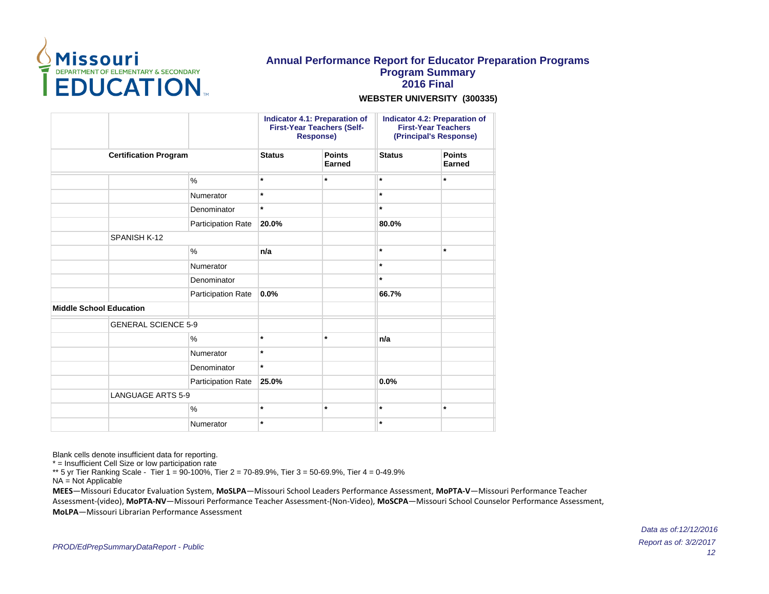# Annual Performance Report for Educator Preparation Programs

## Program Summary

## 2016 Final

**WEBSTER UNIVERSITY (300335)**

| | | | Indicator 4.1: Preparation of First-Year Teachers (Self-Response) | | Indicator 4.2: Preparation of First-Year Teachers (Principal's Response) | |
|---|---|---|---|---|---|---|
| **Certification Program** | | | **Status** | **Points Earned** | **Status** | **Points Earned** |
| | | % | * | * | * | * |
| | | Numerator | * | | * | |
| | | Denominator | * | | * | |
| | | Participation Rate | **20.0%** | | **80.0%** | |
| | SPANISH K-12 | | | | | |
| | | % | **n/a** | | * | * |
| | | Numerator | | | * | |
| | | Denominator | | | * | |
| | | Participation Rate | **0.0%** | | **66.7%** | |
| **Middle School Education** | | | | | | |
| | GENERAL SCIENCE 5-9 | | | | | |
| | | % | * | * | **n/a** | |
| | | Numerator | * | | | |
| | | Denominator | * | | | |
| | | Participation Rate | **25.0%** | | **0.0%** | |
| | LANGUAGE ARTS 5-9 | | | | | |
| | | % | * | * | * | * |
| | | Numerator | * | | * | |

Blank cells denote insufficient data for reporting.

* = Insufficient Cell Size or low participation rate

** 5 yr Tier Ranking Scale - Tier 1 = 90-100%, Tier 2 = 70-89.9%, Tier 3 = 50-69.9%, Tier 4 = 0-49.9%

NA = Not Applicable

**MEES**—Missouri Educator Evaluation System, **MoSLPA**—Missouri School Leaders Performance Assessment, **MoPTA-V**—Missouri Performance Teacher Assessment-(video), **MoPTA-NV**—Missouri Performance Teacher Assessment-(Non-Video), **MoSCPA**—Missouri School Counselor Performance Assessment, **MoLPA**—Missouri Librarian Performance Assessment

*Data as of:12/12/2016*

*Report as of: 3/2/2017*

*PROD/EdPrepSummaryDataReport - Public*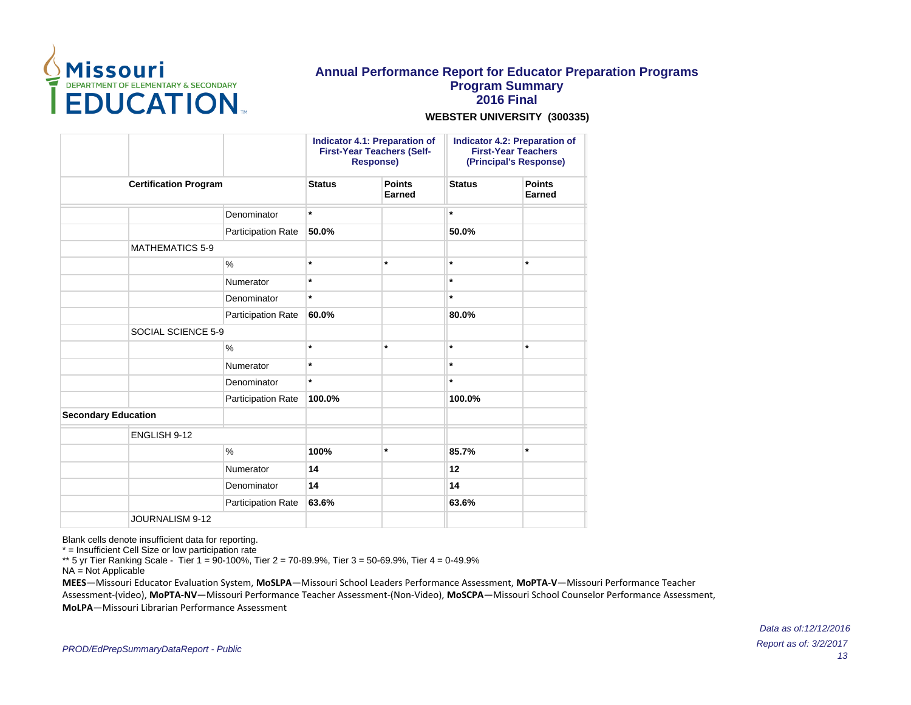# Annual Performance Report for Educator Preparation Programs
## Program Summary
## 2016 Final

**WEBSTER UNIVERSITY (300335)**

| | | | Indicator 4.1: Preparation of First-Year Teachers (Self-Response) | | Indicator 4.2: Preparation of First-Year Teachers (Principal's Response) | |
|---|---|---|---|---|---|---|
| **Certification Program** | | | **Status** | **Points Earned** | **Status** | **Points Earned** |
| | | Denominator | * | | * | |
| | | Participation Rate | **50.0%** | | **50.0%** | |
| | MATHEMATICS 5-9 | | | | | |
| | | % | * | * | * | * |
| | | Numerator | * | | * | |
| | | Denominator | * | | * | |
| | | Participation Rate | **60.0%** | | **80.0%** | |
| | SOCIAL SCIENCE 5-9 | | | | | |
| | | % | * | * | * | * |
| | | Numerator | * | | * | |
| | | Denominator | * | | * | |
| | | Participation Rate | **100.0%** | | **100.0%** | |
| **Secondary Education** | | | | | | |
| | ENGLISH 9-12 | | | | | |
| | | % | **100%** | * | **85.7%** | * |
| | | Numerator | **14** | | **12** | |
| | | Denominator | **14** | | **14** | |
| | | Participation Rate | **63.6%** | | **63.6%** | |
| | JOURNALISM 9-12 | | | | | |

Blank cells denote insufficient data for reporting.
* = Insufficient Cell Size or low participation rate
** 5 yr Tier Ranking Scale - Tier 1 = 90-100%, Tier 2 = 70-89.9%, Tier 3 = 50-69.9%, Tier 4 = 0-49.9%
NA = Not Applicable

**MEES**—Missouri Educator Evaluation System, **MoSLPA**—Missouri School Leaders Performance Assessment, **MoPTA-V**—Missouri Performance Teacher Assessment-(video), **MoPTA-NV**—Missouri Performance Teacher Assessment-(Non-Video), **MoSCPA**—Missouri School Counselor Performance Assessment, **MoLPA**—Missouri Librarian Performance Assessment

*Data as of:12/12/2016*
*Report as of: 3/2/2017*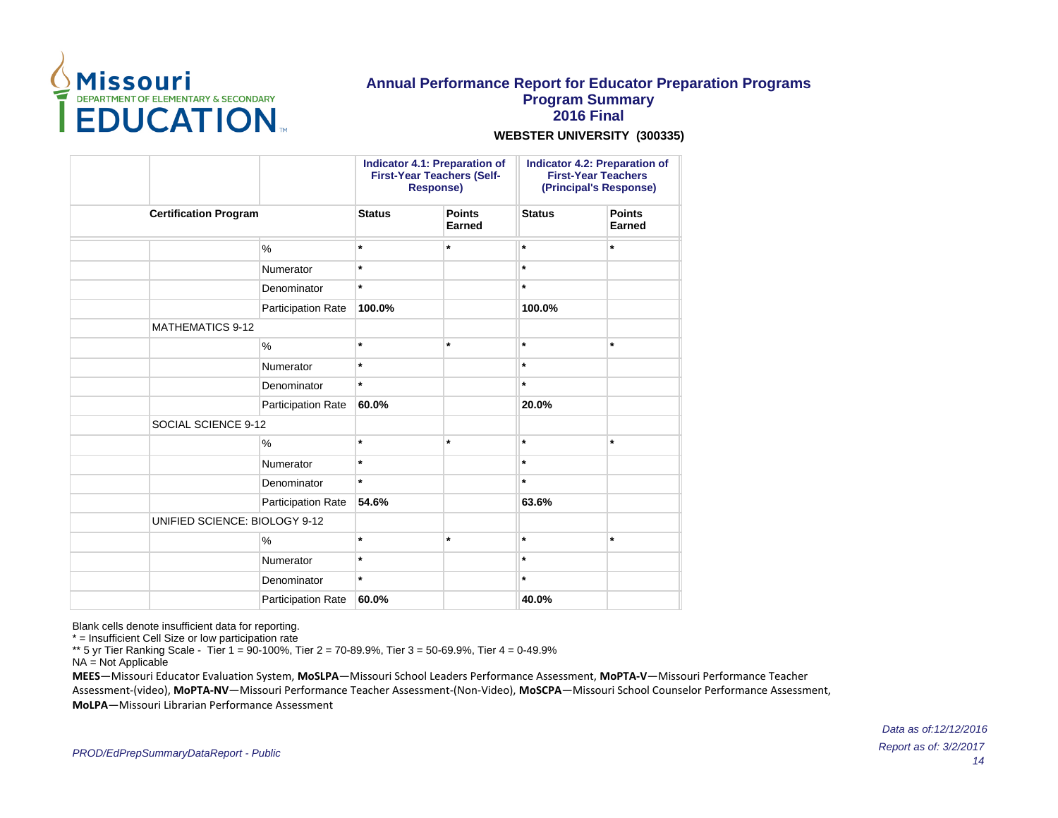# Annual Performance Report for Educator Preparation Programs
## Program Summary
## 2016 Final

**WEBSTER UNIVERSITY (300335)**

| | | | Indicator 4.1: Preparation of First-Year Teachers (Self-Response) | | Indicator 4.2: Preparation of First-Year Teachers (Principal's Response) | |
|---|---|---|---|---|---|---|
| | **Certification Program** | | **Status** | **Points Earned** | **Status** | **Points Earned** |
| | | % | * | * | * | * |
| | | Numerator | * | | * | |
| | | Denominator | * | | * | |
| | | Participation Rate | **100.0%** | | **100.0%** | |
| | MATHEMATICS 9-12 | | | | | |
| | | % | * | * | * | * |
| | | Numerator | * | | * | |
| | | Denominator | * | | * | |
| | | Participation Rate | **60.0%** | | **20.0%** | |
| | SOCIAL SCIENCE 9-12 | | | | | |
| | | % | * | * | * | * |
| | | Numerator | * | | * | |
| | | Denominator | * | | * | |
| | | Participation Rate | **54.6%** | | **63.6%** | |
| | UNIFIED SCIENCE: BIOLOGY 9-12 | | | | | |
| | | % | * | * | * | * |
| | | Numerator | * | | * | |
| | | Denominator | * | | * | |
| | | Participation Rate | **60.0%** | | **40.0%** | |

Blank cells denote insufficient data for reporting.
* = Insufficient Cell Size or low participation rate
** 5 yr Tier Ranking Scale - Tier 1 = 90-100%, Tier 2 = 70-89.9%, Tier 3 = 50-69.9%, Tier 4 = 0-49.9%
NA = Not Applicable

**MEES**—Missouri Educator Evaluation System, **MoSLPA**—Missouri School Leaders Performance Assessment, **MoPTA-V**—Missouri Performance Teacher Assessment-(video), **MoPTA-NV**—Missouri Performance Teacher Assessment-(Non-Video), **MoSCPA**—Missouri School Counselor Performance Assessment, **MoLPA**—Missouri Librarian Performance Assessment

*Data as of:12/12/2016*
*Report as of: 3/2/2017*

*PROD/EdPrepSummaryDataReport - Public*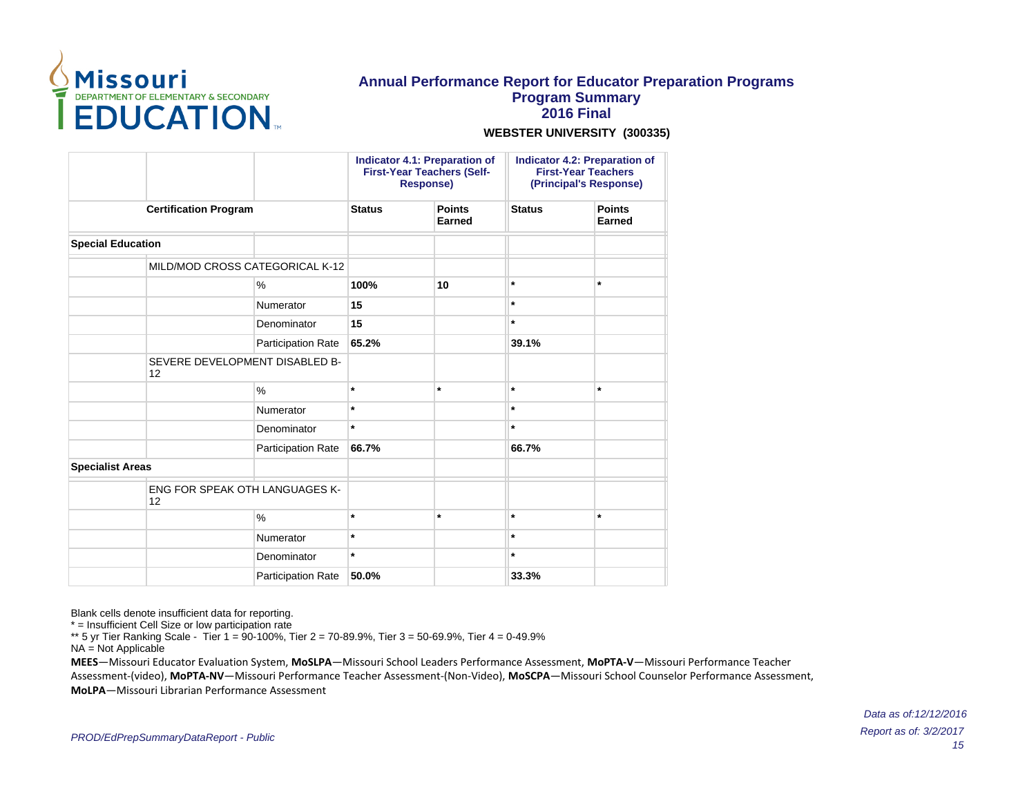# Annual Performance Report for Educator Preparation Programs

## Program Summary

## 2016 Final

**WEBSTER UNIVERSITY (300335)**

| | | | Indicator 4.1: Preparation of First-Year Teachers (Self-Response) | | Indicator 4.2: Preparation of First-Year Teachers (Principal's Response) | |
|---|---|---|---|---|---|---|
| Certification Program | | | Status | Points Earned | Status | Points Earned |
| **Special Education** | | | | | | |
| | MILD/MOD CROSS CATEGORICAL K-12 | | | | | |
| | | % | **100%** | **10** | * | * |
| | | Numerator | **15** | | * | |
| | | Denominator | **15** | | * | |
| | | Participation Rate | **65.2%** | | **39.1%** | |
| | SEVERE DEVELOPMENT DISABLED B-12 | | | | | |
| | | % | * | * | * | * |
| | | Numerator | * | | * | |
| | | Denominator | * | | * | |
| | | Participation Rate | **66.7%** | | **66.7%** | |
| **Specialist Areas** | | | | | | |
| | ENG FOR SPEAK OTH LANGUAGES K-12 | | | | | |
| | | % | * | * | * | * |
| | | Numerator | * | | * | |
| | | Denominator | * | | * | |
| | | Participation Rate | **50.0%** | | **33.3%** | |

Blank cells denote insufficient data for reporting.
* = Insufficient Cell Size or low participation rate
** 5 yr Tier Ranking Scale - Tier 1 = 90-100%, Tier 2 = 70-89.9%, Tier 3 = 50-69.9%, Tier 4 = 0-49.9%
NA = Not Applicable

**MEES**—Missouri Educator Evaluation System, **MoSLPA**—Missouri School Leaders Performance Assessment, **MoPTA-V**—Missouri Performance Teacher Assessment-(video), **MoPTA-NV**—Missouri Performance Teacher Assessment-(Non-Video), **MoSCPA**—Missouri School Counselor Performance Assessment, **MoLPA**—Missouri Librarian Performance Assessment

*Data as of:12/12/2016*

*Report as of: 3/2/2017*

*PROD/EdPrepSummaryDataReport - Public*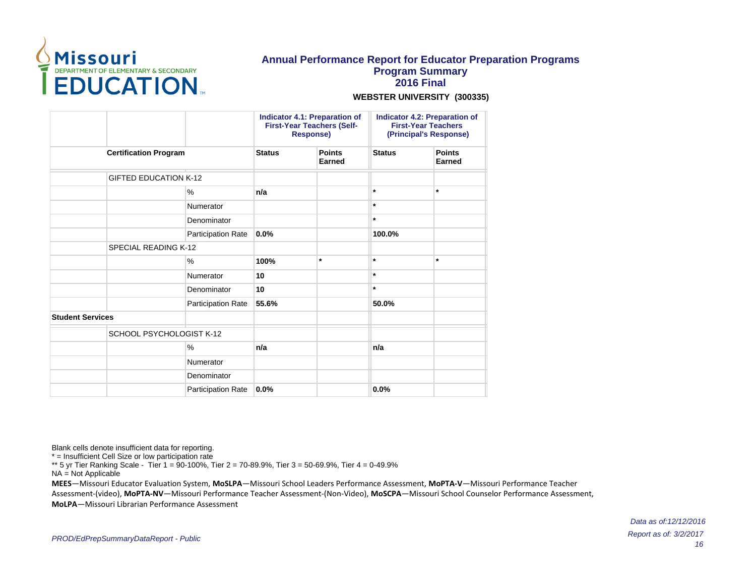# Annual Performance Report for Educator Preparation Programs
## Program Summary
## 2016 Final

**WEBSTER UNIVERSITY (300335)**

| | | | Indicator 4.1: Preparation of First-Year Teachers (Self-Response) | | Indicator 4.2: Preparation of First-Year Teachers (Principal's Response) | |
|---|---|---|---|---|---|---|
| **Certification Program** | | | **Status** | **Points Earned** | **Status** | **Points Earned** |
| | GIFTED EDUCATION K-12 | | | | | |
| | | % | **n/a** | | * | * |
| | | Numerator | | | * | |
| | | Denominator | | | * | |
| | | Participation Rate | **0.0%** | | **100.0%** | |
| | SPECIAL READING K-12 | | | | | |
| | | % | **100%** | * | * | * |
| | | Numerator | **10** | | * | |
| | | Denominator | **10** | | * | |
| | | Participation Rate | **55.6%** | | **50.0%** | |
| **Student Services** | | | | | | |
| | SCHOOL PSYCHOLOGIST K-12 | | | | | |
| | | % | **n/a** | | **n/a** | |
| | | Numerator | | | | |
| | | Denominator | | | | |
| | | Participation Rate | **0.0%** | | **0.0%** | |

Blank cells denote insufficient data for reporting.
* = Insufficient Cell Size or low participation rate
** 5 yr Tier Ranking Scale - Tier 1 = 90-100%, Tier 2 = 70-89.9%, Tier 3 = 50-69.9%, Tier 4 = 0-49.9%
NA = Not Applicable

**MEES**—Missouri Educator Evaluation System, **MoSLPA**—Missouri School Leaders Performance Assessment, **MoPTA-V**—Missouri Performance Teacher Assessment-(video), **MoPTA-NV**—Missouri Performance Teacher Assessment-(Non-Video), **MoSCPA**—Missouri School Counselor Performance Assessment, **MoLPA**—Missouri Librarian Performance Assessment

*PROD/EdPrepSummaryDataReport - Public*

*Data as of:12/12/2016*
*Report as of: 3/2/2017*